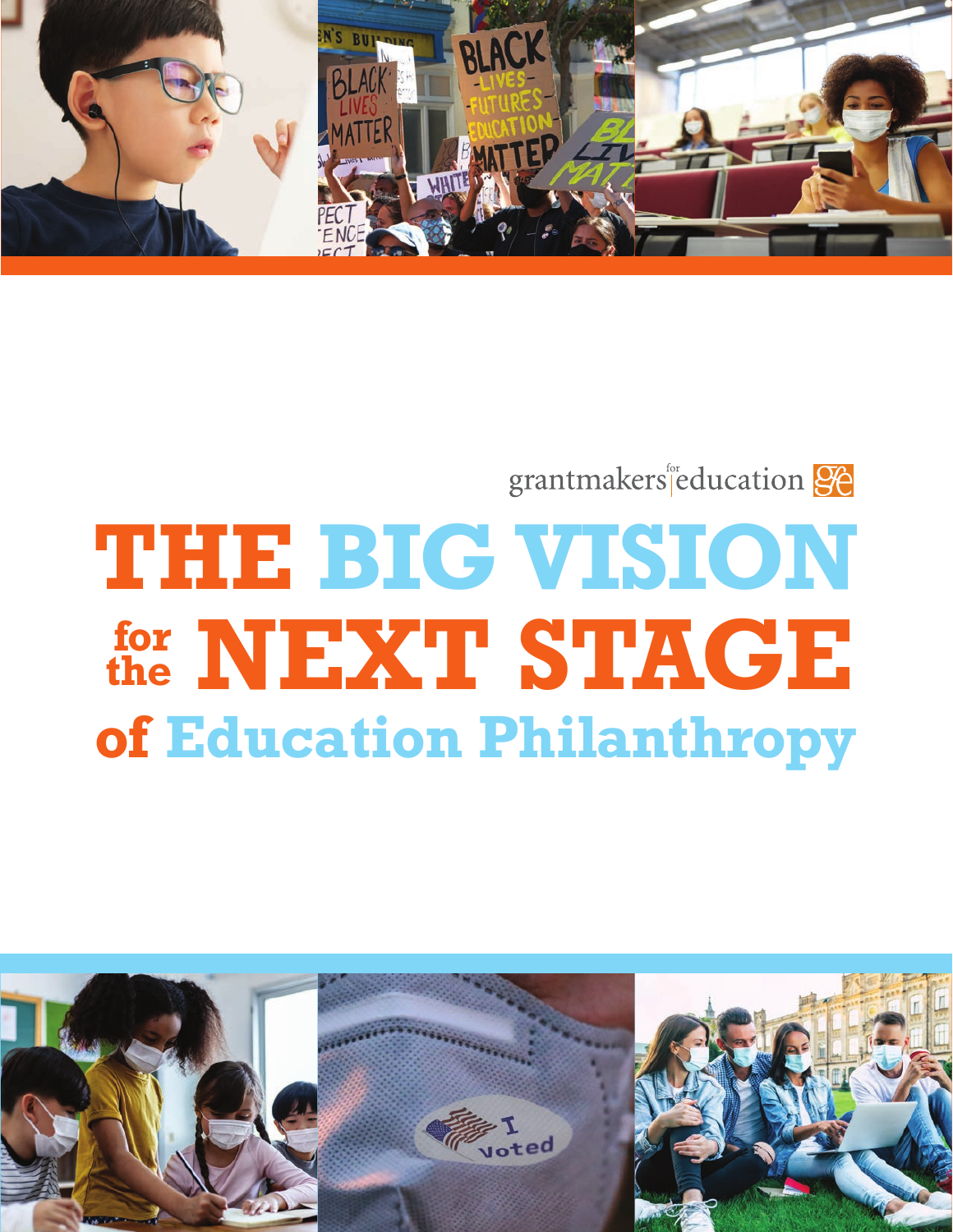grantmakers for education

# THE BIG VISION for the NEXT STAGE of Education Philanthropy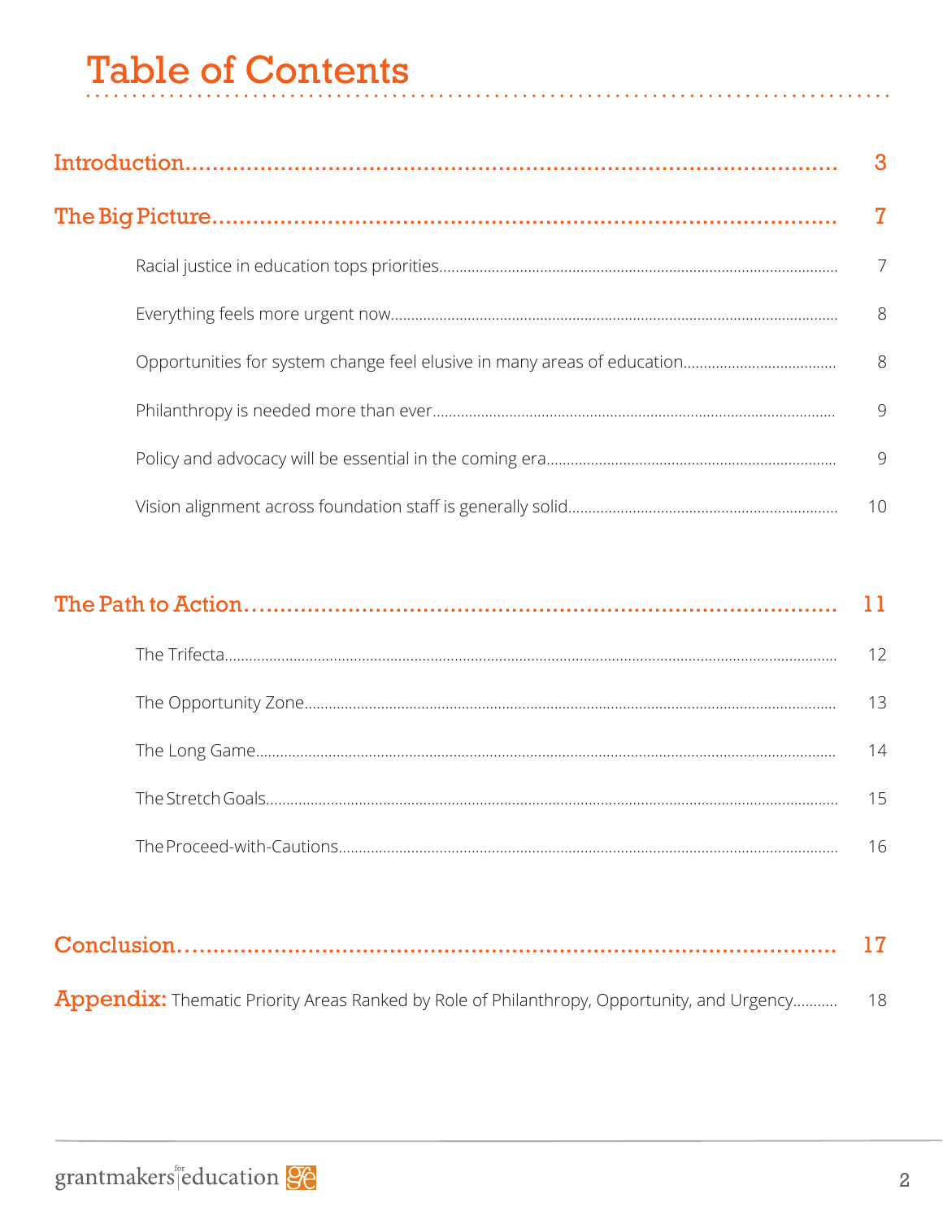# Table of Contents

## Introduction ........ 3

## The Big Picture ........ 7

- Racial justice in education tops priorities ........ 7
- Everything feels more urgent now ........ 8
- Opportunities for system change feel elusive in many areas of education ........ 8
- Philanthropy is needed more than ever ........ 9
- Policy and advocacy will be essential in the coming era ........ 9
- Vision alignment across foundation staff is generally solid ........ 10

## The Path to Action ........ 11

- The Trifecta ........ 12
- The Opportunity Zone ........ 13
- The Long Game ........ 14
- The Stretch Goals ........ 15
- The Proceed-with-Cautions ........ 16

## Conclusion ........ 17

## Appendix: Thematic Priority Areas Ranked by Role of Philanthropy, Opportunity, and Urgency ........ 18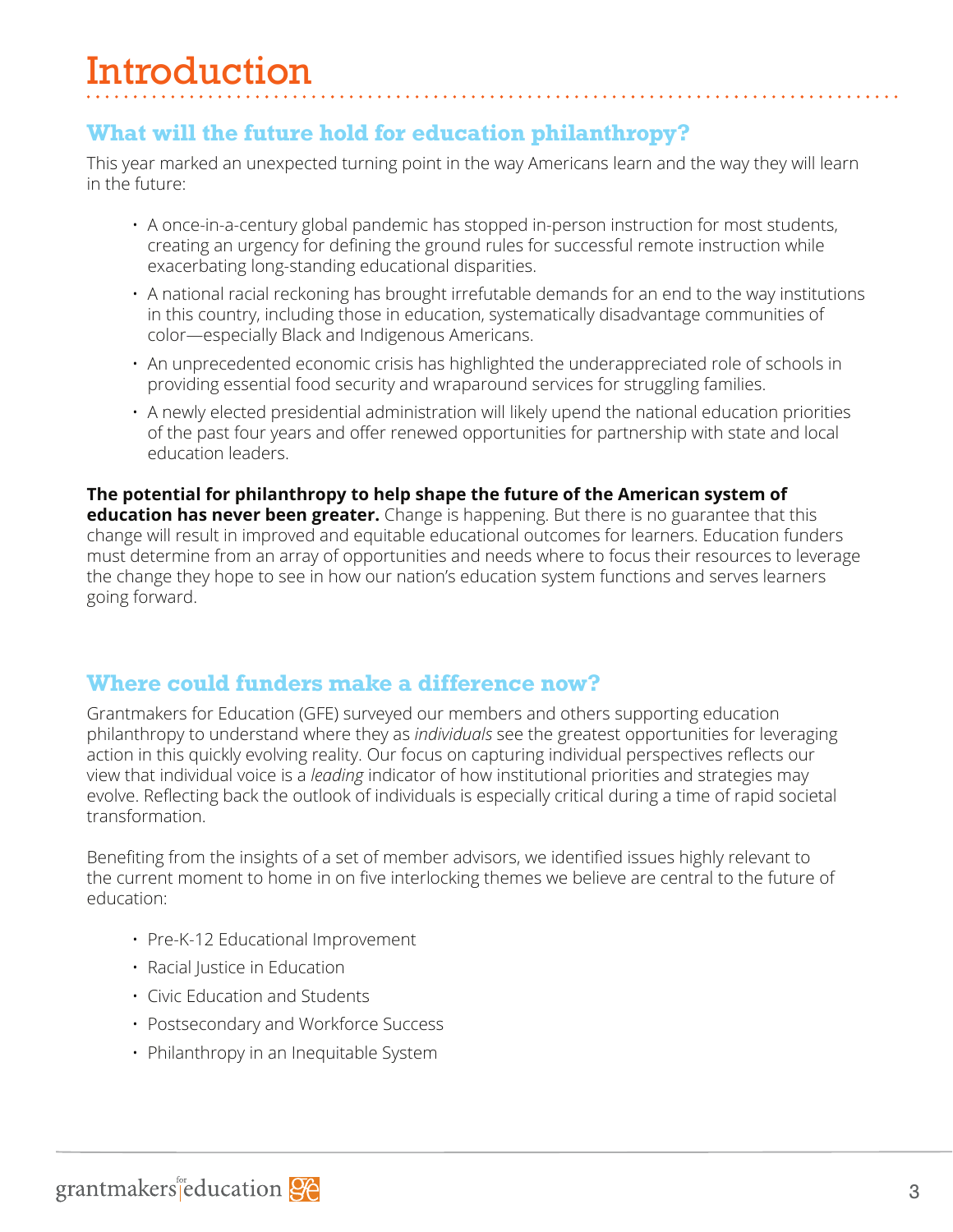# Introduction

## What will the future hold for education philanthropy?

This year marked an unexpected turning point in the way Americans learn and the way they will learn in the future:

- A once-in-a-century global pandemic has stopped in-person instruction for most students, creating an urgency for defining the ground rules for successful remote instruction while exacerbating long-standing educational disparities.
- A national racial reckoning has brought irrefutable demands for an end to the way institutions in this country, including those in education, systematically disadvantage communities of color—especially Black and Indigenous Americans.
- An unprecedented economic crisis has highlighted the underappreciated role of schools in providing essential food security and wraparound services for struggling families.
- A newly elected presidential administration will likely upend the national education priorities of the past four years and offer renewed opportunities for partnership with state and local education leaders.

**The potential for philanthropy to help shape the future of the American system of education has never been greater.** Change is happening. But there is no guarantee that this change will result in improved and equitable educational outcomes for learners. Education funders must determine from an array of opportunities and needs where to focus their resources to leverage the change they hope to see in how our nation's education system functions and serves learners going forward.

## Where could funders make a difference now?

Grantmakers for Education (GFE) surveyed our members and others supporting education philanthropy to understand where they as *individuals* see the greatest opportunities for leveraging action in this quickly evolving reality. Our focus on capturing individual perspectives reflects our view that individual voice is a *leading* indicator of how institutional priorities and strategies may evolve. Reflecting back the outlook of individuals is especially critical during a time of rapid societal transformation.

Benefiting from the insights of a set of member advisors, we identified issues highly relevant to the current moment to home in on five interlocking themes we believe are central to the future of education:

- Pre-K-12 Educational Improvement
- Racial Justice in Education
- Civic Education and Students
- Postsecondary and Workforce Success
- Philanthropy in an Inequitable System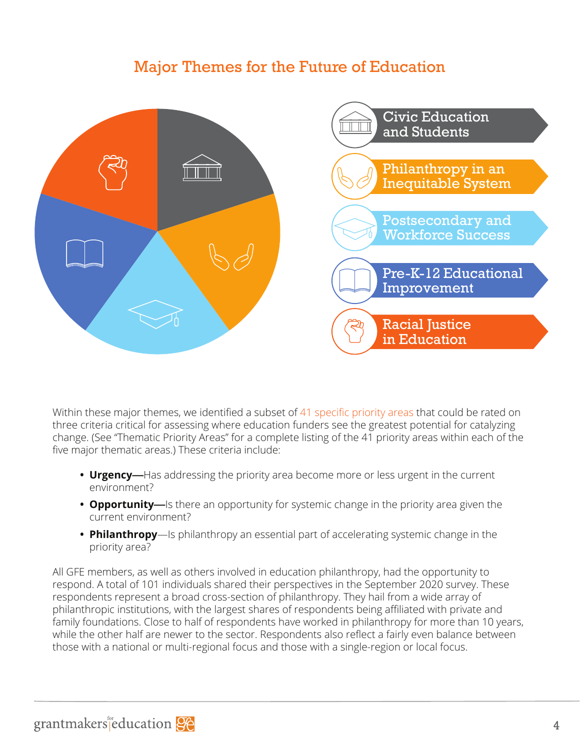## Major Themes for the Future of Education

- Civic Education and Students
- Philanthropy in an Inequitable System
- Postsecondary and Workforce Success
- Pre-K-12 Educational Improvement
- Racial Justice in Education

Within these major themes, we identified a subset of 41 specific priority areas that could be rated on three criteria critical for assessing where education funders see the greatest potential for catalyzing change. (See "Thematic Priority Areas" for a complete listing of the 41 priority areas within each of the five major thematic areas.) These criteria include:

- **Urgency—**Has addressing the priority area become more or less urgent in the current environment?
- **Opportunity—**Is there an opportunity for systemic change in the priority area given the current environment?
- **Philanthropy**—Is philanthropy an essential part of accelerating systemic change in the priority area?

All GFE members, as well as others involved in education philanthropy, had the opportunity to respond. A total of 101 individuals shared their perspectives in the September 2020 survey. These respondents represent a broad cross-section of philanthropy. They hail from a wide array of philanthropic institutions, with the largest shares of respondents being affiliated with private and family foundations. Close to half of respondents have worked in philanthropy for more than 10 years, while the other half are newer to the sector. Respondents also reflect a fairly even balance between those with a national or multi-regional focus and those with a single-region or local focus.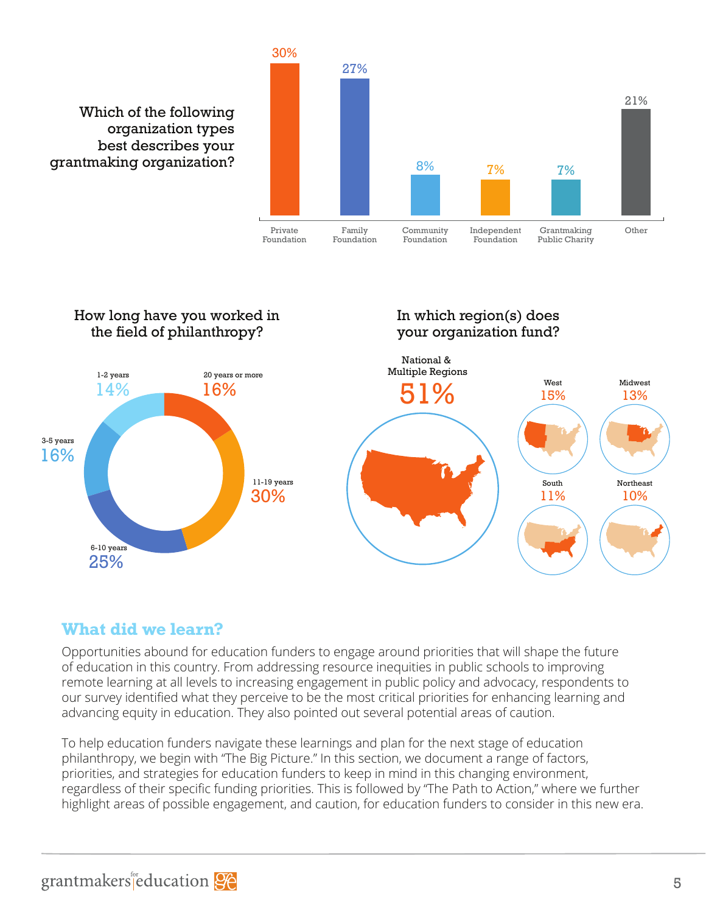### Which of the following organization types best describes your grantmaking organization?

| Organization Type | Percentage |
|---|---|
| Private Foundation | 30% |
| Family Foundation | 27% |
| Community Foundation | 8% |
| Independent Foundation | 7% |
| Grantmaking Public Charity | 7% |
| Other | 21% |

### How long have you worked in the field of philanthropy?

| Years | Percentage |
|---|---|
| 1-2 years | 14% |
| 3-5 years | 16% |
| 6-10 years | 25% |
| 11-19 years | 30% |
| 20 years or more | 16% |

### In which region(s) does your organization fund?

| Region | Percentage |
|---|---|
| National & Multiple Regions | 51% |
| West | 15% |
| Midwest | 13% |
| South | 11% |
| Northeast | 10% |

## What did we learn?

Opportunities abound for education funders to engage around priorities that will shape the future of education in this country. From addressing resource inequities in public schools to improving remote learning at all levels to increasing engagement in public policy and advocacy, respondents to our survey identified what they perceive to be the most critical priorities for enhancing learning and advancing equity in education. They also pointed out several potential areas of caution.

To help education funders navigate these learnings and plan for the next stage of education philanthropy, we begin with "The Big Picture." In this section, we document a range of factors, priorities, and strategies for education funders to keep in mind in this changing environment, regardless of their specific funding priorities. This is followed by "The Path to Action," where we further highlight areas of possible engagement, and caution, for education funders to consider in this new era.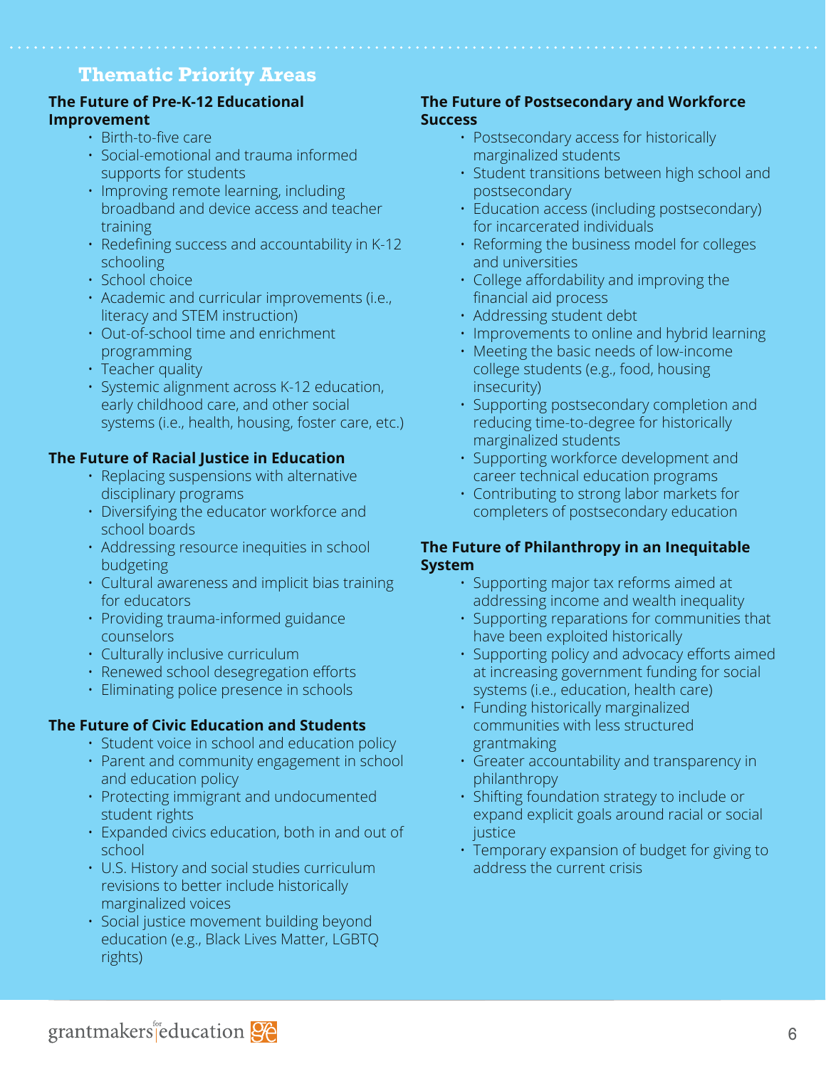## Thematic Priority Areas

### The Future of Pre-K-12 Educational Improvement

- Birth-to-five care
- Social-emotional and trauma informed supports for students
- Improving remote learning, including broadband and device access and teacher training
- Redefining success and accountability in K-12 schooling
- School choice
- Academic and curricular improvements (i.e., literacy and STEM instruction)
- Out-of-school time and enrichment programming
- Teacher quality
- Systemic alignment across K-12 education, early childhood care, and other social systems (i.e., health, housing, foster care, etc.)

### The Future of Racial Justice in Education

- Replacing suspensions with alternative disciplinary programs
- Diversifying the educator workforce and school boards
- Addressing resource inequities in school budgeting
- Cultural awareness and implicit bias training for educators
- Providing trauma-informed guidance counselors
- Culturally inclusive curriculum
- Renewed school desegregation efforts
- Eliminating police presence in schools

### The Future of Civic Education and Students

- Student voice in school and education policy
- Parent and community engagement in school and education policy
- Protecting immigrant and undocumented student rights
- Expanded civics education, both in and out of school
- U.S. History and social studies curriculum revisions to better include historically marginalized voices
- Social justice movement building beyond education (e.g., Black Lives Matter, LGBTQ rights)

### The Future of Postsecondary and Workforce Success

- Postsecondary access for historically marginalized students
- Student transitions between high school and postsecondary
- Education access (including postsecondary) for incarcerated individuals
- Reforming the business model for colleges and universities
- College affordability and improving the financial aid process
- Addressing student debt
- Improvements to online and hybrid learning
- Meeting the basic needs of low-income college students (e.g., food, housing insecurity)
- Supporting postsecondary completion and reducing time-to-degree for historically marginalized students
- Supporting workforce development and career technical education programs
- Contributing to strong labor markets for completers of postsecondary education

### The Future of Philanthropy in an Inequitable System

- Supporting major tax reforms aimed at addressing income and wealth inequality
- Supporting reparations for communities that have been exploited historically
- Supporting policy and advocacy efforts aimed at increasing government funding for social systems (i.e., education, health care)
- Funding historically marginalized communities with less structured grantmaking
- Greater accountability and transparency in philanthropy
- Shifting foundation strategy to include or expand explicit goals around racial or social justice
- Temporary expansion of budget for giving to address the current crisis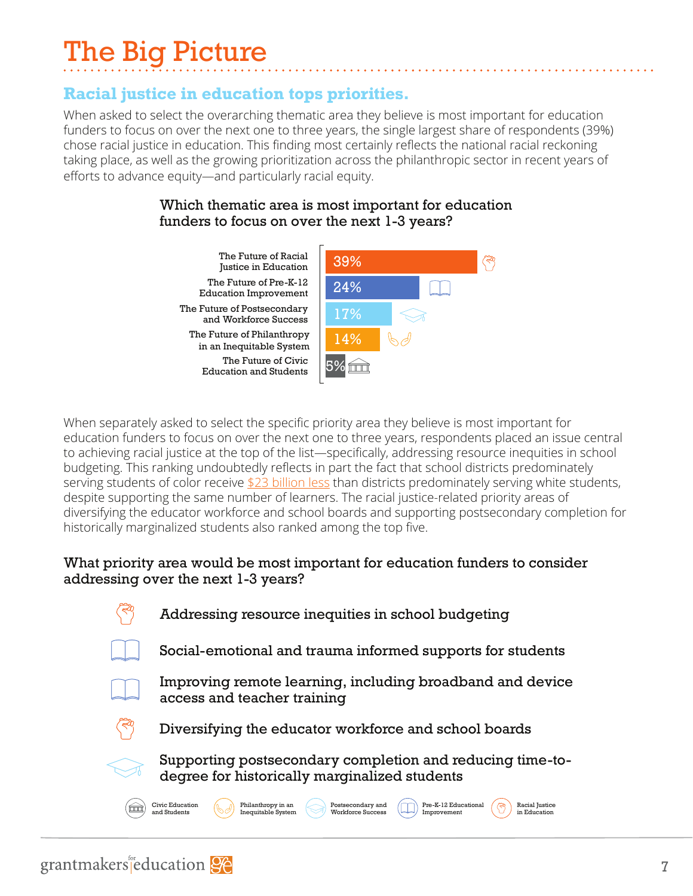# The Big Picture

## Racial justice in education tops priorities.

When asked to select the overarching thematic area they believe is most important for education funders to focus on over the next one to three years, the single largest share of respondents (39%) chose racial justice in education. This finding most certainly reflects the national racial reckoning taking place, as well as the growing prioritization across the philanthropic sector in recent years of efforts to advance equity—and particularly racial equity.

### Which thematic area is most important for education funders to focus on over the next 1-3 years?

| Thematic area | Share |
|---|---|
| The Future of Racial Justice in Education | 39% |
| The Future of Pre-K-12 Education Improvement | 24% |
| The Future of Postsecondary and Workforce Success | 17% |
| The Future of Philanthropy in an Inequitable System | 14% |
| The Future of Civic Education and Students | 5% |

When separately asked to select the specific priority area they believe is most important for education funders to focus on over the next one to three years, respondents placed an issue central to achieving racial justice at the top of the list—specifically, addressing resource inequities in school budgeting. This ranking undoubtedly reflects in part the fact that school districts predominately serving students of color receive $23 billion less than districts predominately serving white students, despite supporting the same number of learners. The racial justice-related priority areas of diversifying the educator workforce and school boards and supporting postsecondary completion for historically marginalized students also ranked among the top five.

### What priority area would be most important for education funders to consider addressing over the next 1-3 years?

- Addressing resource inequities in school budgeting (Racial Justice in Education)
- Social-emotional and trauma informed supports for students (Pre-K-12 Educational Improvement)
- Improving remote learning, including broadband and device access and teacher training (Pre-K-12 Educational Improvement)
- Diversifying the educator workforce and school boards (Racial Justice in Education)
- Supporting postsecondary completion and reducing time-to-degree for historically marginalized students (Postsecondary and Workforce Success)

Legend: Civic Education and Students; Philanthropy in an Inequitable System; Postsecondary and Workforce Success; Pre-K-12 Educational Improvement; Racial Justice in Education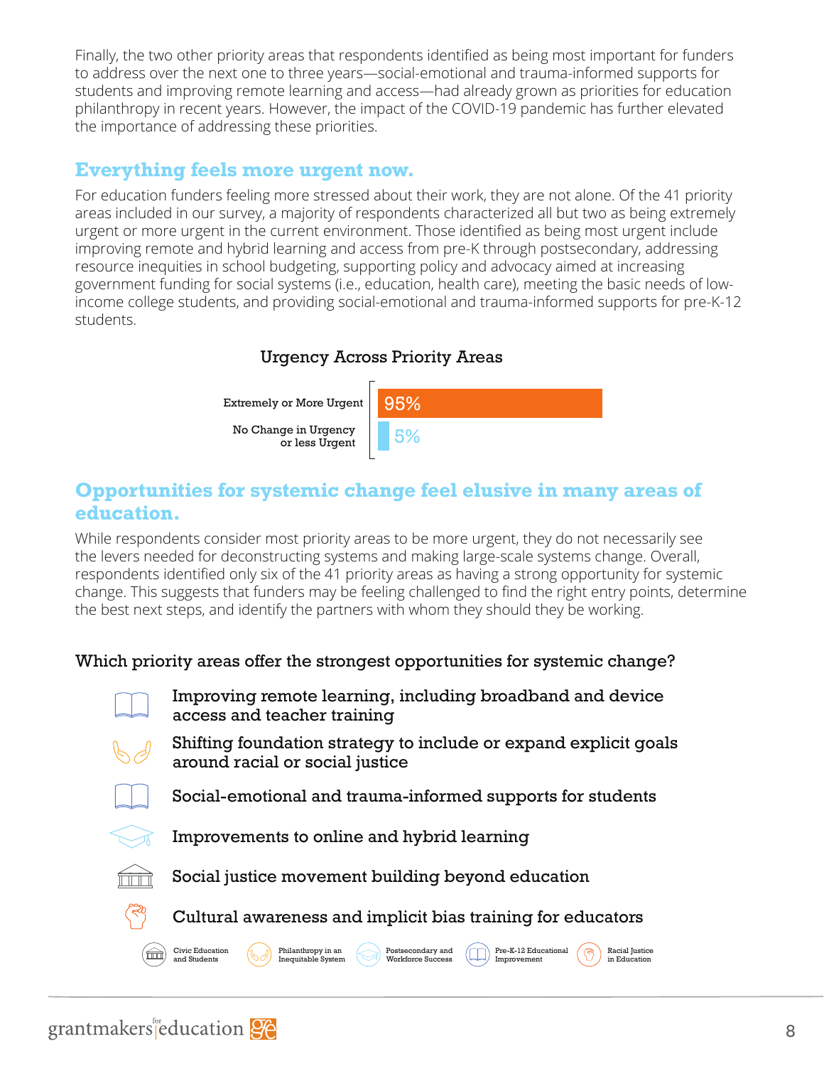Finally, the two other priority areas that respondents identified as being most important for funders to address over the next one to three years—social-emotional and trauma-informed supports for students and improving remote learning and access—had already grown as priorities for education philanthropy in recent years. However, the impact of the COVID-19 pandemic has further elevated the importance of addressing these priorities.

## Everything feels more urgent now.

For education funders feeling more stressed about their work, they are not alone. Of the 41 priority areas included in our survey, a majority of respondents characterized all but two as being extremely urgent or more urgent in the current environment. Those identified as being most urgent include improving remote and hybrid learning and access from pre-K through postsecondary, addressing resource inequities in school budgeting, supporting policy and advocacy aimed at increasing government funding for social systems (i.e., education, health care), meeting the basic needs of low-income college students, and providing social-emotional and trauma-informed supports for pre-K-12 students.

**Urgency Across Priority Areas**

| Urgency | Percentage |
| --- | --- |
| Extremely or More Urgent | 95% |
| No Change in Urgency or less Urgent | 5% |

## Opportunities for systemic change feel elusive in many areas of education.

While respondents consider most priority areas to be more urgent, they do not necessarily see the levers needed for deconstructing systems and making large-scale systems change. Overall, respondents identified only six of the 41 priority areas as having a strong opportunity for systemic change. This suggests that funders may be feeling challenged to find the right entry points, determine the best next steps, and identify the partners with whom they should they be working.

**Which priority areas offer the strongest opportunities for systemic change?**

- Improving remote learning, including broadband and device access and teacher training
- Shifting foundation strategy to include or expand explicit goals around racial or social justice
- Social-emotional and trauma-informed supports for students
- Improvements to online and hybrid learning
- Social justice movement building beyond education
- Cultural awareness and implicit bias training for educators

Civic Education and Students | Philanthropy in an Inequitable System | Postsecondary and Workforce Success | Pre-K-12 Educational Improvement | Racial Justice in Education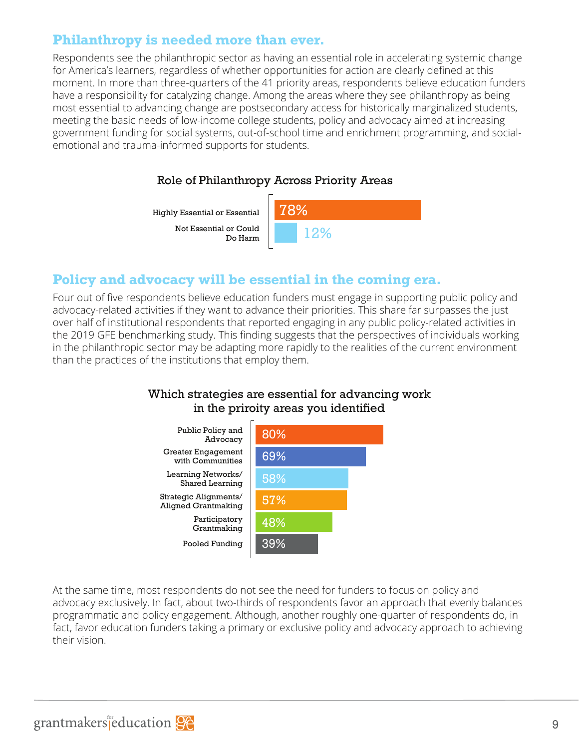## Philanthropy is needed more than ever.

Respondents see the philanthropic sector as having an essential role in accelerating systemic change for America's learners, regardless of whether opportunities for action are clearly defined at this moment. In more than three-quarters of the 41 priority areas, respondents believe education funders have a responsibility for catalyzing change. Among the areas where they see philanthropy as being most essential to advancing change are postsecondary access for historically marginalized students, meeting the basic needs of low-income college students, policy and advocacy aimed at increasing government funding for social systems, out-of-school time and enrichment programming, and social-emotional and trauma-informed supports for students.

**Role of Philanthropy Across Priority Areas**

| Response | Percentage |
|---|---|
| Highly Essential or Essential | 78% |
| Not Essential or Could Do Harm | 12% |

## Policy and advocacy will be essential in the coming era.

Four out of five respondents believe education funders must engage in supporting public policy and advocacy-related activities if they want to advance their priorities. This share far surpasses the just over half of institutional respondents that reported engaging in any public policy-related activities in the 2019 GFE benchmarking study. This finding suggests that the perspectives of individuals working in the philanthropic sector may be adapting more rapidly to the realities of the current environment than the practices of the institutions that employ them.

**Which strategies are essential for advancing work in the priority areas you identified**

| Strategy | Percentage |
|---|---|
| Public Policy and Advocacy | 80% |
| Greater Engagement with Communities | 69% |
| Learning Networks/ Shared Learning | 58% |
| Strategic Alignments/ Aligned Grantmaking | 57% |
| Participatory Grantmaking | 48% |
| Pooled Funding | 39% |

At the same time, most respondents do not see the need for funders to focus on policy and advocacy exclusively. In fact, about two-thirds of respondents favor an approach that evenly balances programmatic and policy engagement. Although, another roughly one-quarter of respondents do, in fact, favor education funders taking a primary or exclusive policy and advocacy approach to achieving their vision.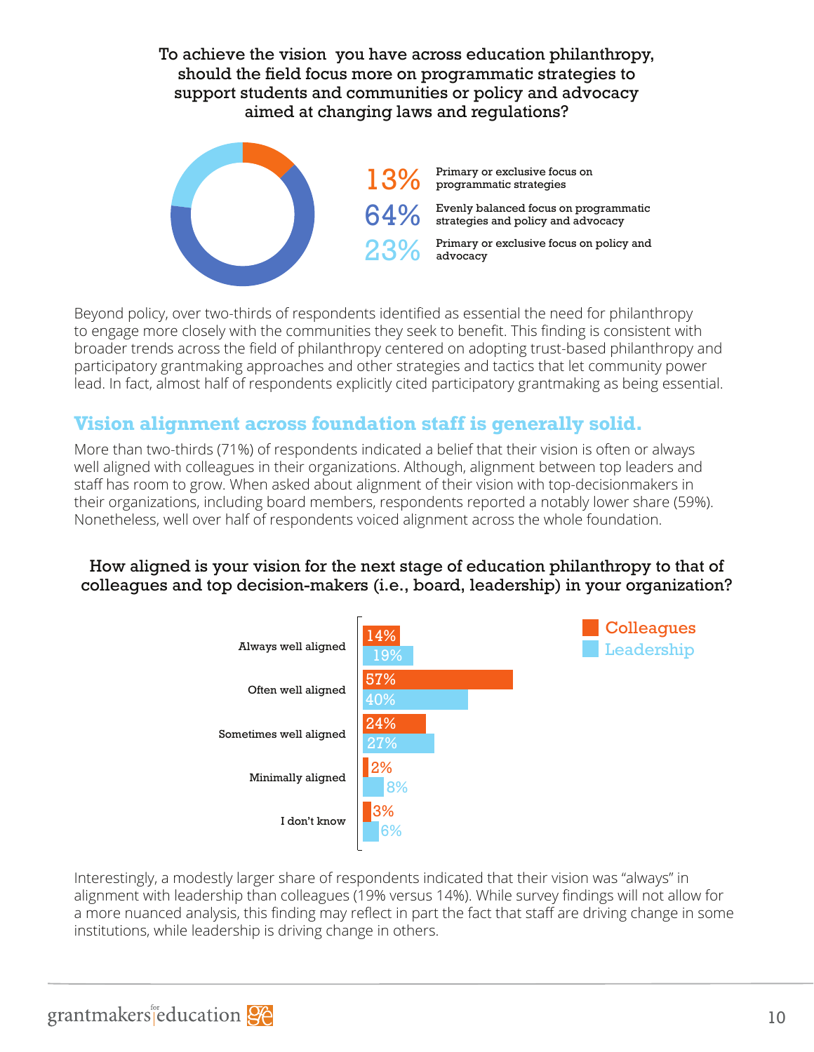**To achieve the vision you have across education philanthropy, should the field focus more on programmatic strategies to support students and communities or policy and advocacy aimed at changing laws and regulations?**

| Share | Response |
|---|---|
| 13% | Primary or exclusive focus on programmatic strategies |
| 64% | Evenly balanced focus on programmatic strategies and policy and advocacy |
| 23% | Primary or exclusive focus on policy and advocacy |

Beyond policy, over two-thirds of respondents identified as essential the need for philanthropy to engage more closely with the communities they seek to benefit. This finding is consistent with broader trends across the field of philanthropy centered on adopting trust-based philanthropy and participatory grantmaking approaches and other strategies and tactics that let community power lead. In fact, almost half of respondents explicitly cited participatory grantmaking as being essential.

## Vision alignment across foundation staff is generally solid.

More than two-thirds (71%) of respondents indicated a belief that their vision is often or always well aligned with colleagues in their organizations. Although, alignment between top leaders and staff has room to grow. When asked about alignment of their vision with top-decisionmakers in their organizations, including board members, respondents reported a notably lower share (59%). Nonetheless, well over half of respondents voiced alignment across the whole foundation.

**How aligned is your vision for the next stage of education philanthropy to that of colleagues and top decision-makers (i.e., board, leadership) in your organization?**

| | Colleagues | Leadership |
|---|---|---|
| Always well aligned | 14% | 19% |
| Often well aligned | 57% | 40% |
| Sometimes well aligned | 24% | 27% |
| Minimally aligned | 2% | 8% |
| I don't know | 3% | 6% |

Interestingly, a modestly larger share of respondents indicated that their vision was "always" in alignment with leadership than colleagues (19% versus 14%). While survey findings will not allow for a more nuanced analysis, this finding may reflect in part the fact that staff are driving change in some institutions, while leadership is driving change in others.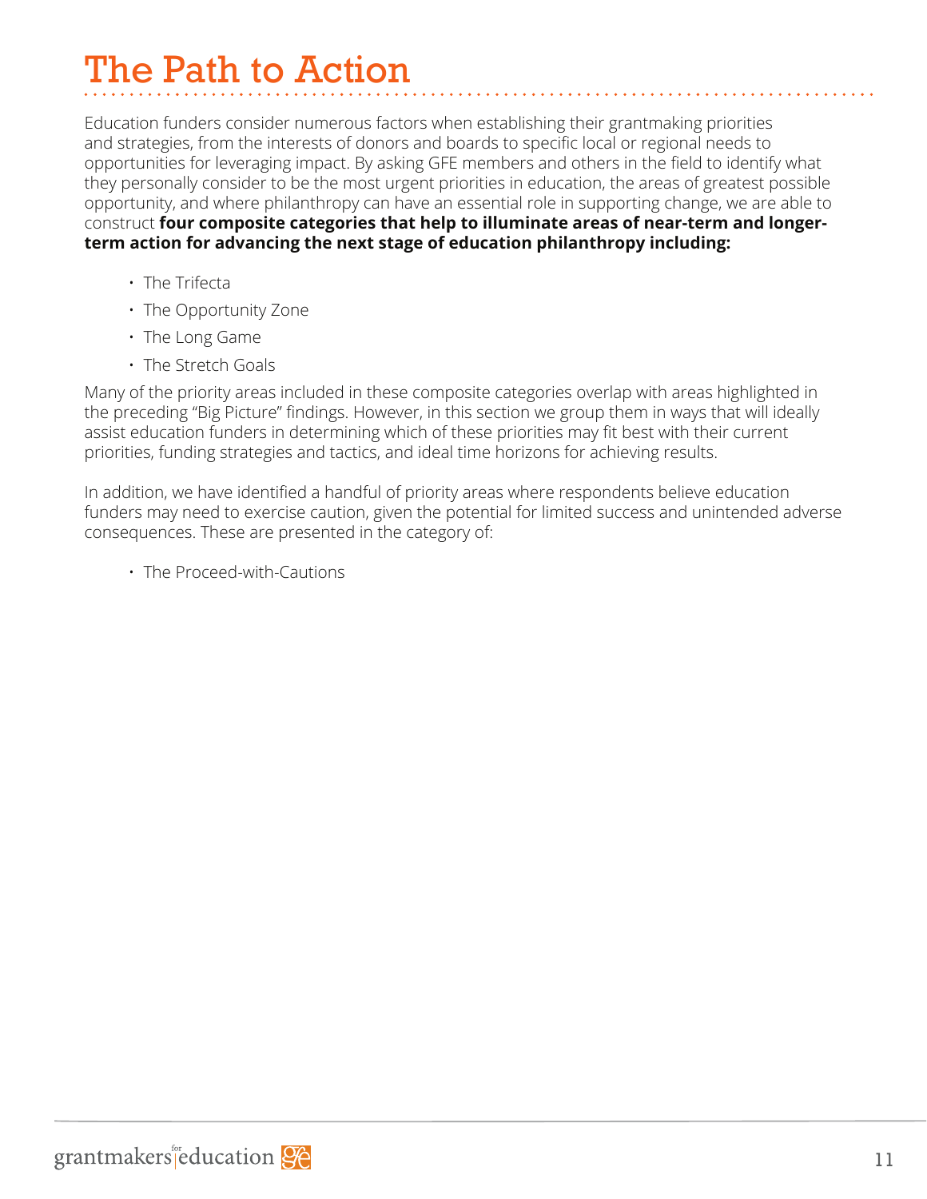# The Path to Action

Education funders consider numerous factors when establishing their grantmaking priorities and strategies, from the interests of donors and boards to specific local or regional needs to opportunities for leveraging impact. By asking GFE members and others in the field to identify what they personally consider to be the most urgent priorities in education, the areas of greatest possible opportunity, and where philanthropy can have an essential role in supporting change, we are able to construct **four composite categories that help to illuminate areas of near-term and longer-term action for advancing the next stage of education philanthropy including:**

- The Trifecta
- The Opportunity Zone
- The Long Game
- The Stretch Goals

Many of the priority areas included in these composite categories overlap with areas highlighted in the preceding "Big Picture" findings. However, in this section we group them in ways that will ideally assist education funders in determining which of these priorities may fit best with their current priorities, funding strategies and tactics, and ideal time horizons for achieving results.

In addition, we have identified a handful of priority areas where respondents believe education funders may need to exercise caution, given the potential for limited success and unintended adverse consequences. These are presented in the category of:

- The Proceed-with-Cautions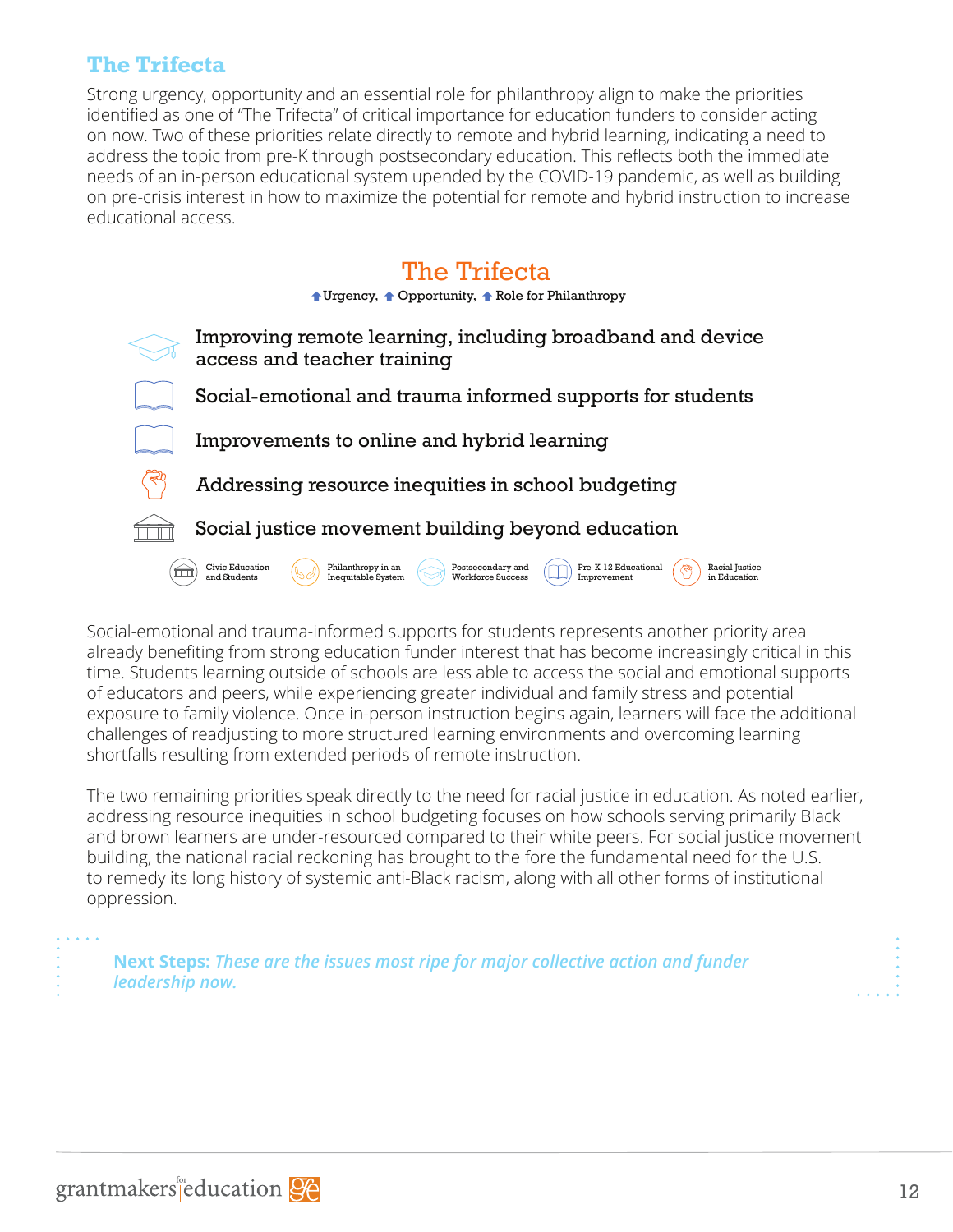## The Trifecta

Strong urgency, opportunity and an essential role for philanthropy align to make the priorities identified as one of "The Trifecta" of critical importance for education funders to consider acting on now. Two of these priorities relate directly to remote and hybrid learning, indicating a need to address the topic from pre-K through postsecondary education. This reflects both the immediate needs of an in-person educational system upended by the COVID-19 pandemic, as well as building on pre-crisis interest in how to maximize the potential for remote and hybrid instruction to increase educational access.

### The Trifecta

↑Urgency, ↑Opportunity, ↑Role for Philanthropy

- Improving remote learning, including broadband and device access and teacher training
- Social-emotional and trauma informed supports for students
- Improvements to online and hybrid learning
- Addressing resource inequities in school budgeting
- Social justice movement building beyond education

Civic Education and Students | Philanthropy in an Inequitable System | Postsecondary and Workforce Success | Pre-K-12 Educational Improvement | Racial Justice in Education

Social-emotional and trauma-informed supports for students represents another priority area already benefiting from strong education funder interest that has become increasingly critical in this time. Students learning outside of schools are less able to access the social and emotional supports of educators and peers, while experiencing greater individual and family stress and potential exposure to family violence. Once in-person instruction begins again, learners will face the additional challenges of readjusting to more structured learning environments and overcoming learning shortfalls resulting from extended periods of remote instruction.

The two remaining priorities speak directly to the need for racial justice in education. As noted earlier, addressing resource inequities in school budgeting focuses on how schools serving primarily Black and brown learners are under-resourced compared to their white peers. For social justice movement building, the national racial reckoning has brought to the fore the fundamental need for the U.S. to remedy its long history of systemic anti-Black racism, along with all other forms of institutional oppression.

**Next Steps:** *These are the issues most ripe for major collective action and funder leadership now.*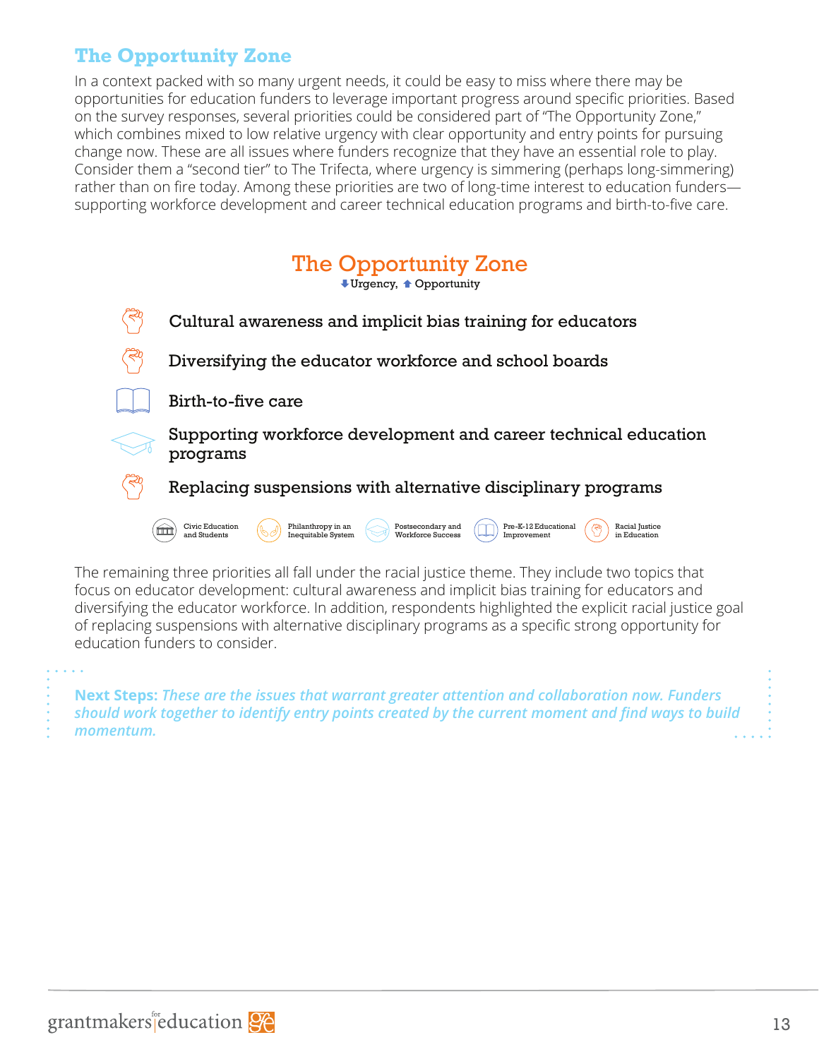## The Opportunity Zone

In a context packed with so many urgent needs, it could be easy to miss where there may be opportunities for education funders to leverage important progress around specific priorities. Based on the survey responses, several priorities could be considered part of "The Opportunity Zone," which combines mixed to low relative urgency with clear opportunity and entry points for pursuing change now. These are all issues where funders recognize that they have an essential role to play. Consider them a "second tier" to The Trifecta, where urgency is simmering (perhaps long-simmering) rather than on fire today. Among these priorities are two of long-time interest to education funders—supporting workforce development and career technical education programs and birth-to-five care.

### The Opportunity Zone

⬇Urgency, ⬆ Opportunity

- Cultural awareness and implicit bias training for educators
- Diversifying the educator workforce and school boards
- Birth-to-five care
- Supporting workforce development and career technical education programs
- Replacing suspensions with alternative disciplinary programs

Civic Education and Students | Philanthropy in an Inequitable System | Postsecondary and Workforce Success | Pre-K-12 Educational Improvement | Racial Justice in Education

The remaining three priorities all fall under the racial justice theme. They include two topics that focus on educator development: cultural awareness and implicit bias training for educators and diversifying the educator workforce. In addition, respondents highlighted the explicit racial justice goal of replacing suspensions with alternative disciplinary programs as a specific strong opportunity for education funders to consider.

**Next Steps:** *These are the issues that warrant greater attention and collaboration now. Funders should work together to identify entry points created by the current moment and find ways to build momentum.*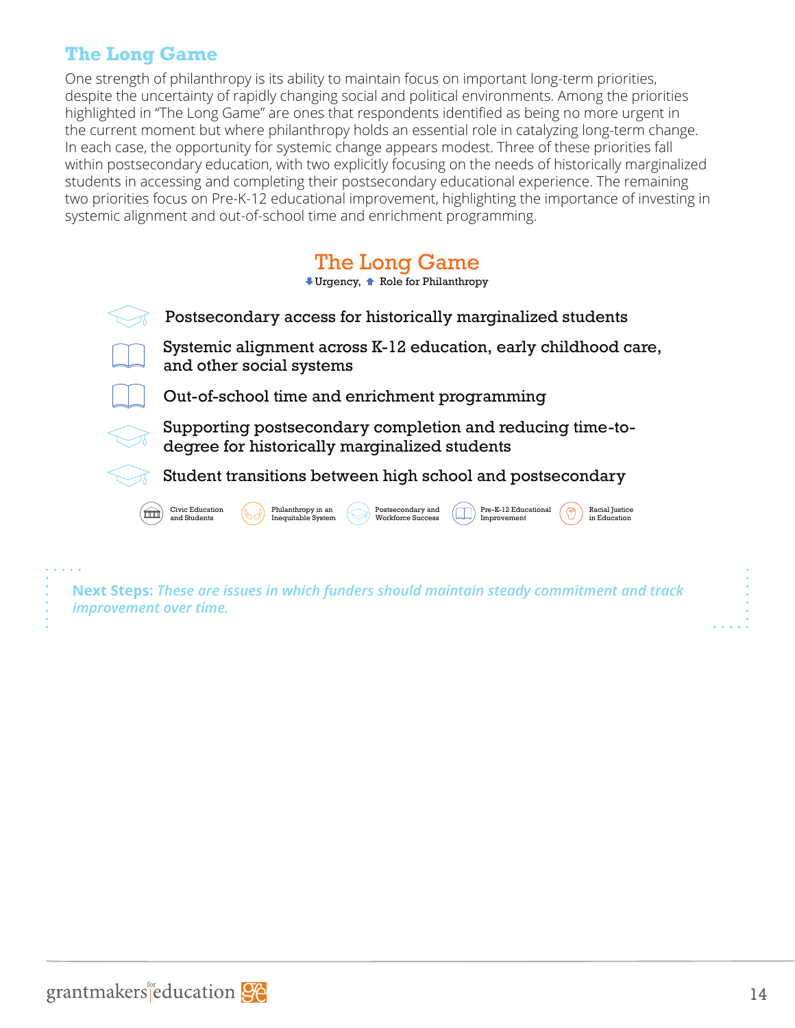## The Long Game

One strength of philanthropy is its ability to maintain focus on important long-term priorities, despite the uncertainty of rapidly changing social and political environments. Among the priorities highlighted in "The Long Game" are ones that respondents identified as being no more urgent in the current moment but where philanthropy holds an essential role in catalyzing long-term change. In each case, the opportunity for systemic change appears modest. Three of these priorities fall within postsecondary education, with two explicitly focusing on the needs of historically marginalized students in accessing and completing their postsecondary educational experience. The remaining two priorities focus on Pre-K-12 educational improvement, highlighting the importance of investing in systemic alignment and out-of-school time and enrichment programming.

### The Long Game

↓ Urgency, ↑ Role for Philanthropy

- Postsecondary access for historically marginalized students
- Systemic alignment across K-12 education, early childhood care, and other social systems
- Out-of-school time and enrichment programming
- Supporting postsecondary completion and reducing time-to-degree for historically marginalized students
- Student transitions between high school and postsecondary

Civic Education and Students | Philanthropy in an Inequitable System | Postsecondary and Workforce Success | Pre-K-12 Educational Improvement | Racial Justice in Education

**Next Steps:** *These are issues in which funders should maintain steady commitment and track improvement over time.*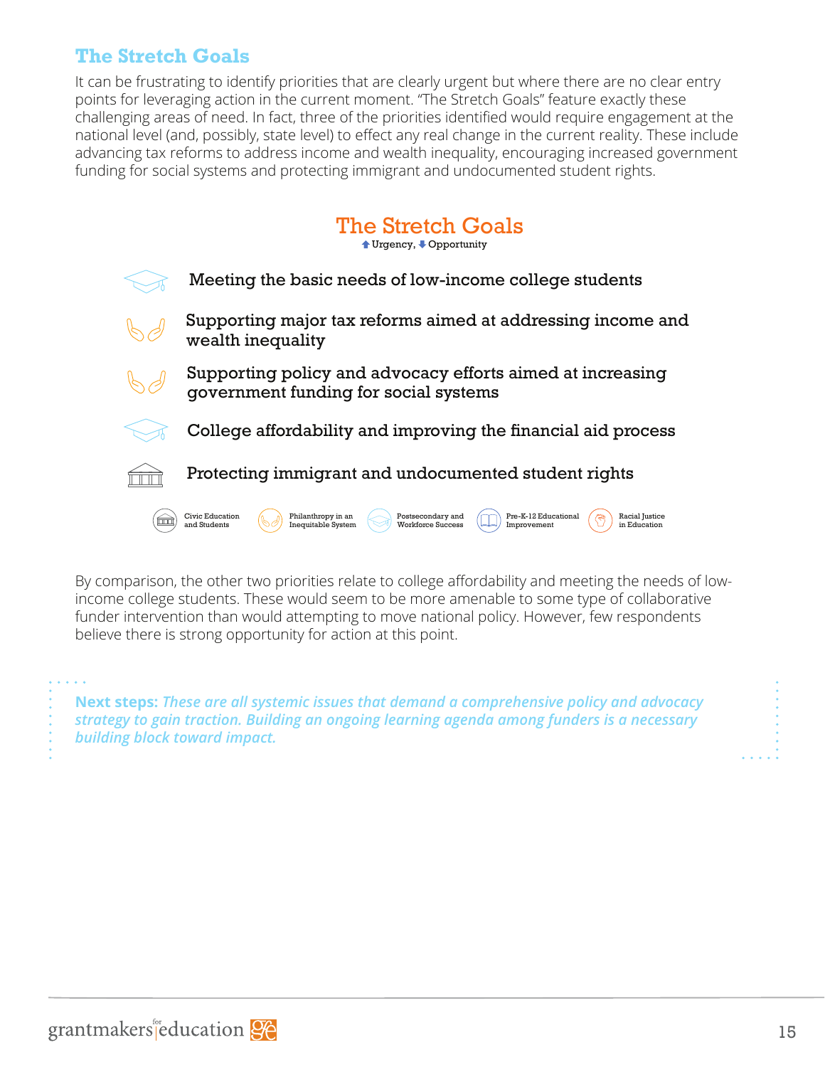## The Stretch Goals

It can be frustrating to identify priorities that are clearly urgent but where there are no clear entry points for leveraging action in the current moment. "The Stretch Goals" feature exactly these challenging areas of need. In fact, three of the priorities identified would require engagement at the national level (and, possibly, state level) to effect any real change in the current reality. These include advancing tax reforms to address income and wealth inequality, encouraging increased government funding for social systems and protecting immigrant and undocumented student rights.

### The Stretch Goals

↑ Urgency, ↓ Opportunity

- Meeting the basic needs of low-income college students
- Supporting major tax reforms aimed at addressing income and wealth inequality
- Supporting policy and advocacy efforts aimed at increasing government funding for social systems
- College affordability and improving the financial aid process
- Protecting immigrant and undocumented student rights

Civic Education and Students | Philanthropy in an Inequitable System | Postsecondary and Workforce Success | Pre-K-12 Educational Improvement | Racial Justice in Education

By comparison, the other two priorities relate to college affordability and meeting the needs of low-income college students. These would seem to be more amenable to some type of collaborative funder intervention than would attempting to move national policy. However, few respondents believe there is strong opportunity for action at this point.

**Next steps:** ***These are all systemic issues that demand a comprehensive policy and advocacy strategy to gain traction. Building an ongoing learning agenda among funders is a necessary building block toward impact.***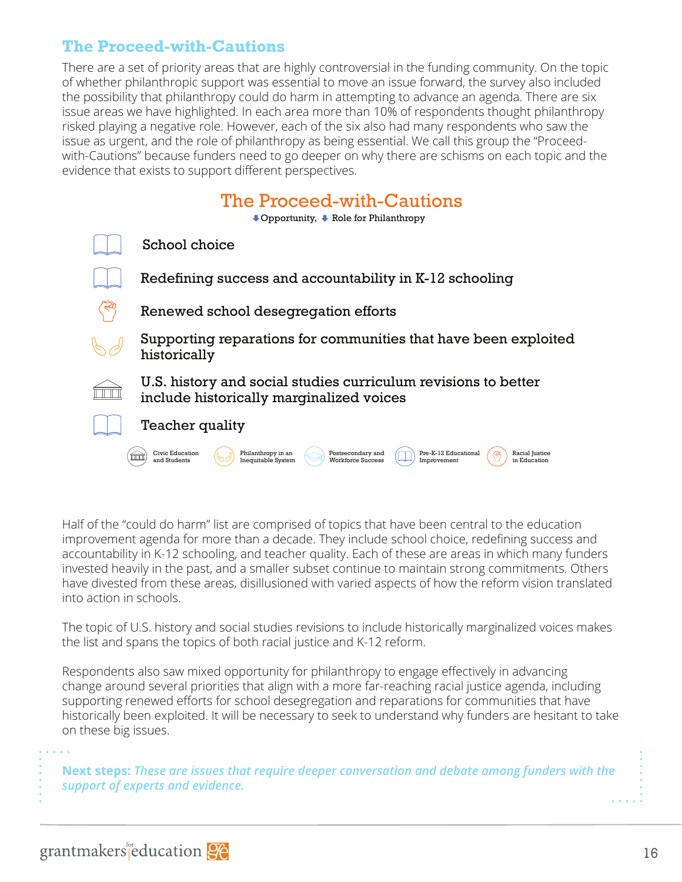## The Proceed-with-Cautions

There are a set of priority areas that are highly controversial in the funding community. On the topic of whether philanthropic support was essential to move an issue forward, the survey also included the possibility that philanthropy could do harm in attempting to advance an agenda. There are six issue areas we have highlighted. In each area more than 10% of respondents thought philanthropy risked playing a negative role. However, each of the six also had many respondents who saw the issue as urgent, and the role of philanthropy as being essential. We call this group the "Proceed-with-Cautions" because funders need to go deeper on why there are schisms on each topic and the evidence that exists to support different perspectives.

### The Proceed-with-Cautions

↓Opportunity, ↓ Role for Philanthropy

- School choice
- Redefining success and accountability in K-12 schooling
- Renewed school desegregation efforts
- Supporting reparations for communities that have been exploited historically
- U.S. history and social studies curriculum revisions to better include historically marginalized voices
- Teacher quality

Civic Education and Students | Philanthropy in an Inequitable System | Postsecondary and Workforce Success | Pre-K-12 Educational Improvement | Racial Justice in Education

Half of the "could do harm" list are comprised of topics that have been central to the education improvement agenda for more than a decade. They include school choice, redefining success and accountability in K-12 schooling, and teacher quality. Each of these are areas in which many funders invested heavily in the past, and a smaller subset continue to maintain strong commitments. Others have divested from these areas, disillusioned with varied aspects of how the reform vision translated into action in schools.

The topic of U.S. history and social studies revisions to include historically marginalized voices makes the list and spans the topics of both racial justice and K-12 reform.

Respondents also saw mixed opportunity for philanthropy to engage effectively in advancing change around several priorities that align with a more far-reaching racial justice agenda, including supporting renewed efforts for school desegregation and reparations for communities that have historically been exploited. It will be necessary to seek to understand why funders are hesitant to take on these big issues.

**Next steps:** ***These are issues that require deeper conversation and debate among funders with the support of experts and evidence.***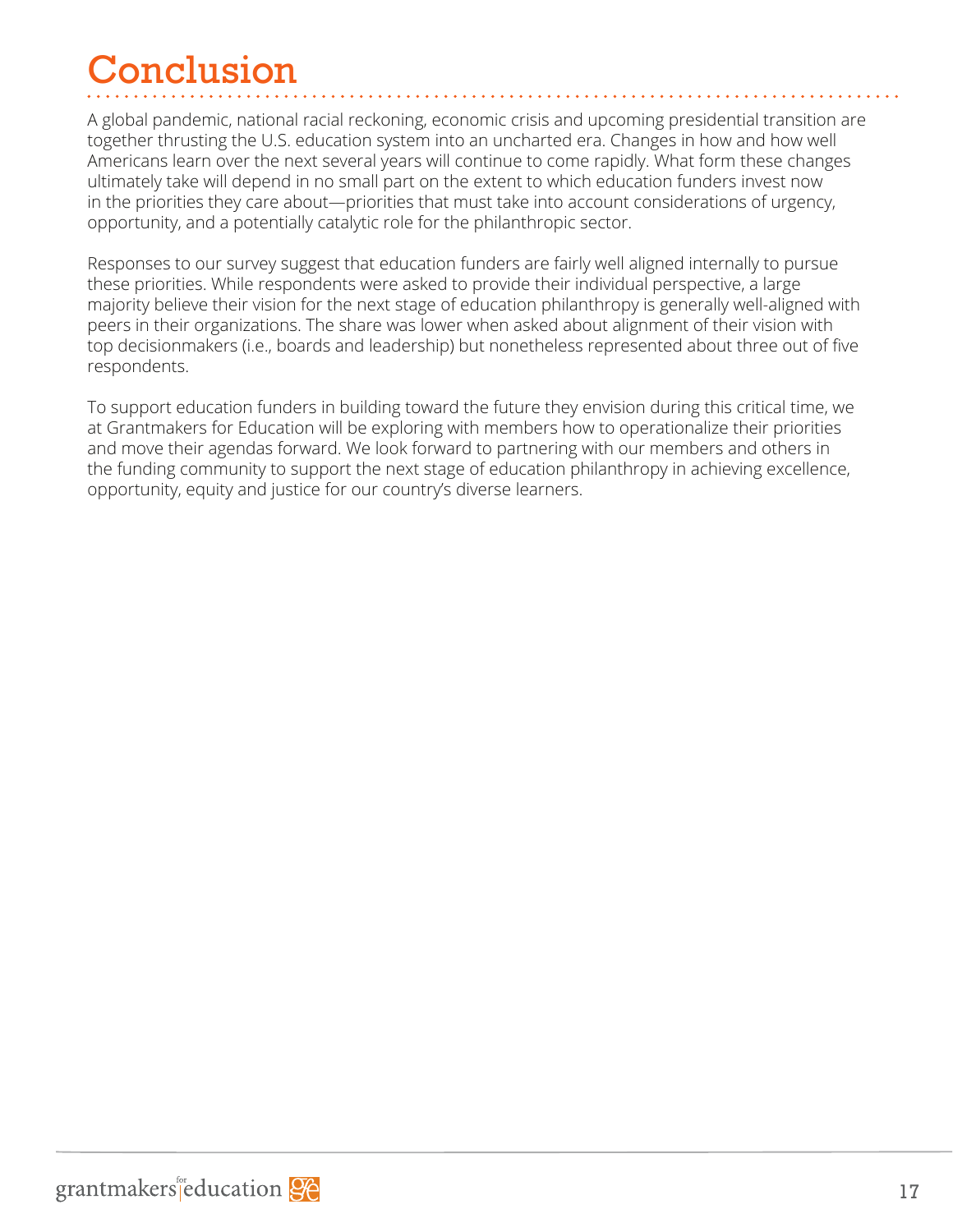# Conclusion

A global pandemic, national racial reckoning, economic crisis and upcoming presidential transition are together thrusting the U.S. education system into an uncharted era. Changes in how and how well Americans learn over the next several years will continue to come rapidly. What form these changes ultimately take will depend in no small part on the extent to which education funders invest now in the priorities they care about—priorities that must take into account considerations of urgency, opportunity, and a potentially catalytic role for the philanthropic sector.

Responses to our survey suggest that education funders are fairly well aligned internally to pursue these priorities. While respondents were asked to provide their individual perspective, a large majority believe their vision for the next stage of education philanthropy is generally well-aligned with peers in their organizations. The share was lower when asked about alignment of their vision with top decisionmakers (i.e., boards and leadership) but nonetheless represented about three out of five respondents.

To support education funders in building toward the future they envision during this critical time, we at Grantmakers for Education will be exploring with members how to operationalize their priorities and move their agendas forward. We look forward to partnering with our members and others in the funding community to support the next stage of education philanthropy in achieving excellence, opportunity, equity and justice for our country's diverse learners.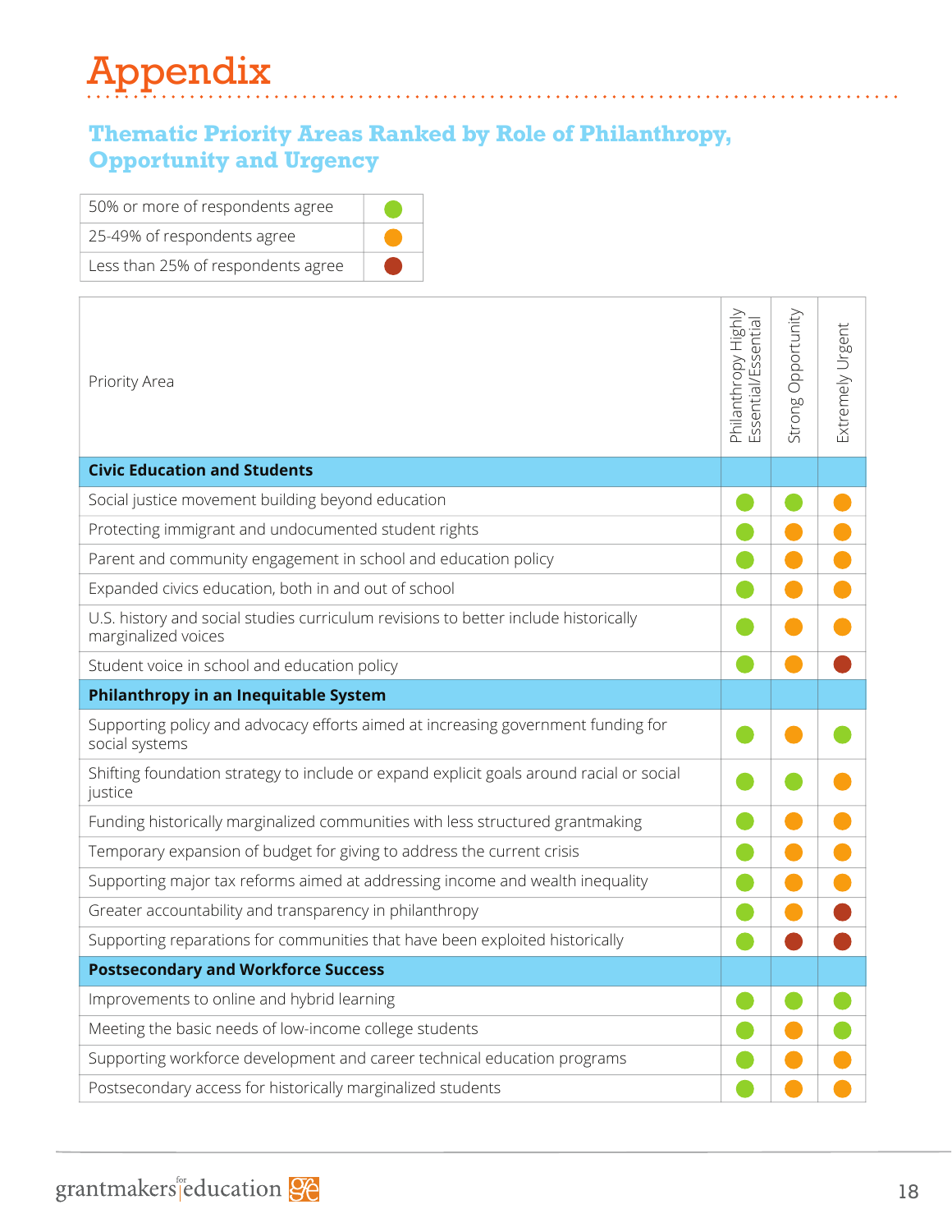# Appendix

## Thematic Priority Areas Ranked by Role of Philanthropy, Opportunity and Urgency

| Legend | |
|---|---|
| 50% or more of respondents agree | 🟢 |
| 25-49% of respondents agree | 🟠 |
| Less than 25% of respondents agree | 🔴 |

| Priority Area | Philanthropy Highly Essential/Essential | Strong Opportunity | Extremely Urgent |
|---|---|---|---|
| **Civic Education and Students** | | | |
| Social justice movement building beyond education | 🟢 | 🟢 | 🟠 |
| Protecting immigrant and undocumented student rights | 🟢 | 🟠 | 🟠 |
| Parent and community engagement in school and education policy | 🟢 | 🟠 | 🟠 |
| Expanded civics education, both in and out of school | 🟢 | 🟠 | 🟠 |
| U.S. history and social studies curriculum revisions to better include historically marginalized voices | 🟢 | 🟠 | 🟠 |
| Student voice in school and education policy | 🟢 | 🟠 | 🔴 |
| **Philanthropy in an Inequitable System** | | | |
| Supporting policy and advocacy efforts aimed at increasing government funding for social systems | 🟢 | 🟠 | 🟢 |
| Shifting foundation strategy to include or expand explicit goals around racial or social justice | 🟢 | 🟢 | 🟠 |
| Funding historically marginalized communities with less structured grantmaking | 🟢 | 🟠 | 🟠 |
| Temporary expansion of budget for giving to address the current crisis | 🟢 | 🟠 | 🟠 |
| Supporting major tax reforms aimed at addressing income and wealth inequality | 🟢 | 🟠 | 🟠 |
| Greater accountability and transparency in philanthropy | 🟢 | 🟠 | 🔴 |
| Supporting reparations for communities that have been exploited historically | 🟢 | 🔴 | 🔴 |
| **Postsecondary and Workforce Success** | | | |
| Improvements to online and hybrid learning | 🟢 | 🟢 | 🟢 |
| Meeting the basic needs of low-income college students | 🟢 | 🟠 | 🟢 |
| Supporting workforce development and career technical education programs | 🟢 | 🟠 | 🟠 |
| Postsecondary access for historically marginalized students | 🟢 | 🟠 | 🟠 |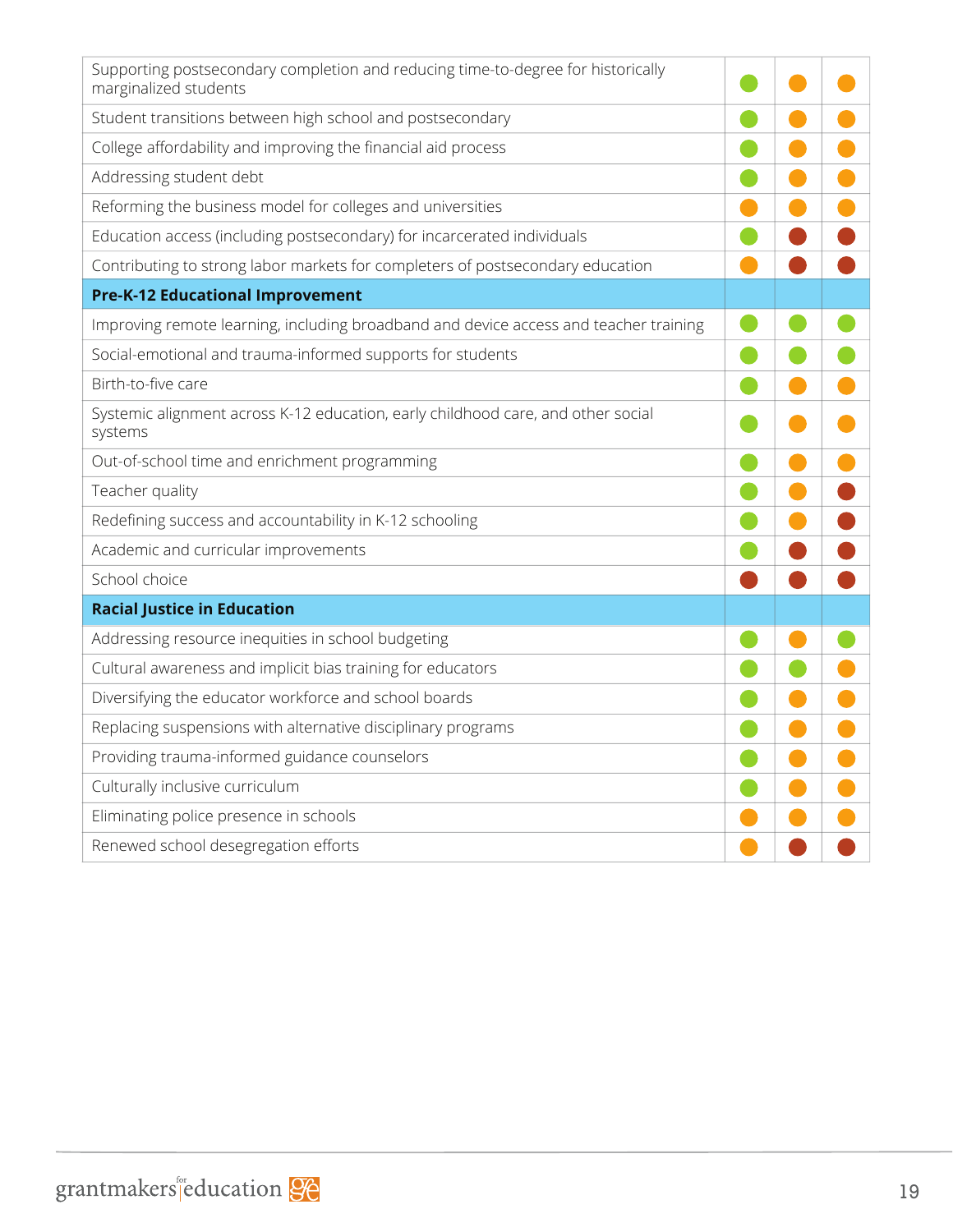| | | | |
|---|---|---|---|
| Supporting postsecondary completion and reducing time-to-degree for historically marginalized students | 🟢 | 🟠 | 🟠 |
| Student transitions between high school and postsecondary | 🟢 | 🟠 | 🟠 |
| College affordability and improving the financial aid process | 🟢 | 🟠 | 🟠 |
| Addressing student debt | 🟢 | 🟠 | 🟠 |
| Reforming the business model for colleges and universities | 🟠 | 🟠 | 🟠 |
| Education access (including postsecondary) for incarcerated individuals | 🟢 | 🔴 | 🔴 |
| Contributing to strong labor markets for completers of postsecondary education | 🟠 | 🔴 | 🔴 |
| **Pre-K-12 Educational Improvement** | | | |
| Improving remote learning, including broadband and device access and teacher training | 🟢 | 🟢 | 🟢 |
| Social-emotional and trauma-informed supports for students | 🟢 | 🟢 | 🟢 |
| Birth-to-five care | 🟢 | 🟠 | 🟠 |
| Systemic alignment across K-12 education, early childhood care, and other social systems | 🟢 | 🟠 | 🟠 |
| Out-of-school time and enrichment programming | 🟢 | 🟠 | 🟠 |
| Teacher quality | 🟢 | 🟠 | 🔴 |
| Redefining success and accountability in K-12 schooling | 🟢 | 🟠 | 🔴 |
| Academic and curricular improvements | 🟢 | 🔴 | 🔴 |
| School choice | 🔴 | 🔴 | 🔴 |
| **Racial Justice in Education** | | | |
| Addressing resource inequities in school budgeting | 🟢 | 🟠 | 🟢 |
| Cultural awareness and implicit bias training for educators | 🟢 | 🟢 | 🟠 |
| Diversifying the educator workforce and school boards | 🟢 | 🟠 | 🟠 |
| Replacing suspensions with alternative disciplinary programs | 🟢 | 🟠 | 🟠 |
| Providing trauma-informed guidance counselors | 🟢 | 🟠 | 🟠 |
| Culturally inclusive curriculum | 🟢 | 🟠 | 🟠 |
| Eliminating police presence in schools | 🟠 | 🟠 | 🟠 |
| Renewed school desegregation efforts | 🟠 | 🔴 | 🔴 |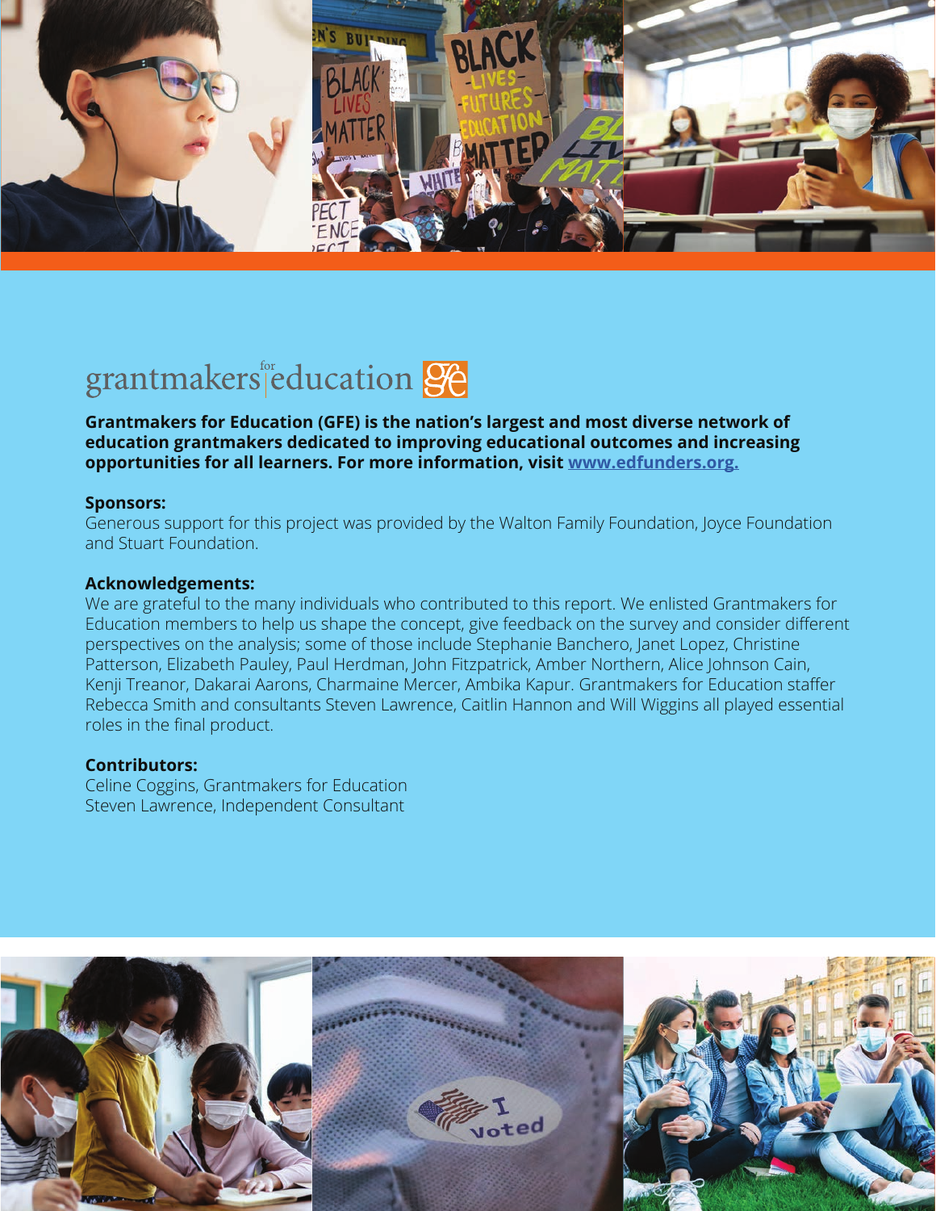grantmakers for education

**Grantmakers for Education (GFE) is the nation's largest and most diverse network of education grantmakers dedicated to improving educational outcomes and increasing opportunities for all learners. For more information, visit [www.edfunders.org.](http://www.edfunders.org)**

**Sponsors:**
Generous support for this project was provided by the Walton Family Foundation, Joyce Foundation and Stuart Foundation.

**Acknowledgements:**
We are grateful to the many individuals who contributed to this report. We enlisted Grantmakers for Education members to help us shape the concept, give feedback on the survey and consider different perspectives on the analysis; some of those include Stephanie Banchero, Janet Lopez, Christine Patterson, Elizabeth Pauley, Paul Herdman, John Fitzpatrick, Amber Northern, Alice Johnson Cain, Kenji Treanor, Dakarai Aarons, Charmaine Mercer, Ambika Kapur. Grantmakers for Education staffer Rebecca Smith and consultants Steven Lawrence, Caitlin Hannon and Will Wiggins all played essential roles in the final product.

**Contributors:**
Celine Coggins, Grantmakers for Education
Steven Lawrence, Independent Consultant